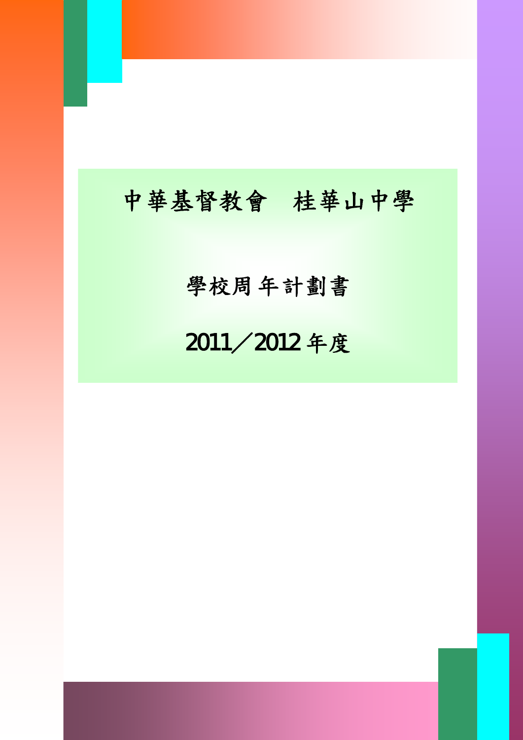# 中華基督教會　桂華山中學

## 學校周年計劃書

## 2011／2012 年度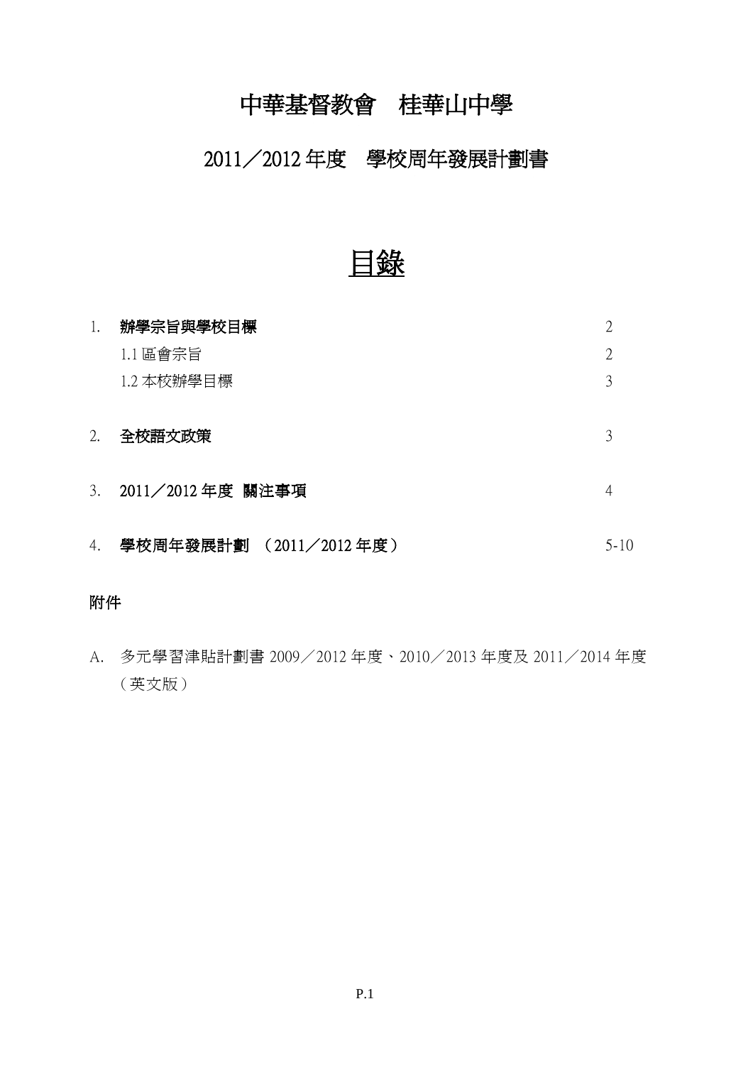# 中華基督教會　桂華山中學

## 2011／2012 年度　學校周年發展計劃書

## 目錄

| | | |
|---|---|---|
| 1. | **辦學宗旨與學校目標** | 2 |
| | 1.1 區會宗旨 | 2 |
| | 1.2 本校辦學目標 | 3 |
| 2. | **全校語文政策** | 3 |
| 3. | **2011／2012 年度 關注事項** | 4 |
| 4. | **學校周年發展計劃 （2011／2012 年度）** | 5-10 |

**附件**

A. 多元學習津貼計劃書 2009／2012 年度、2010／2013 年度及 2011／2014 年度（英文版）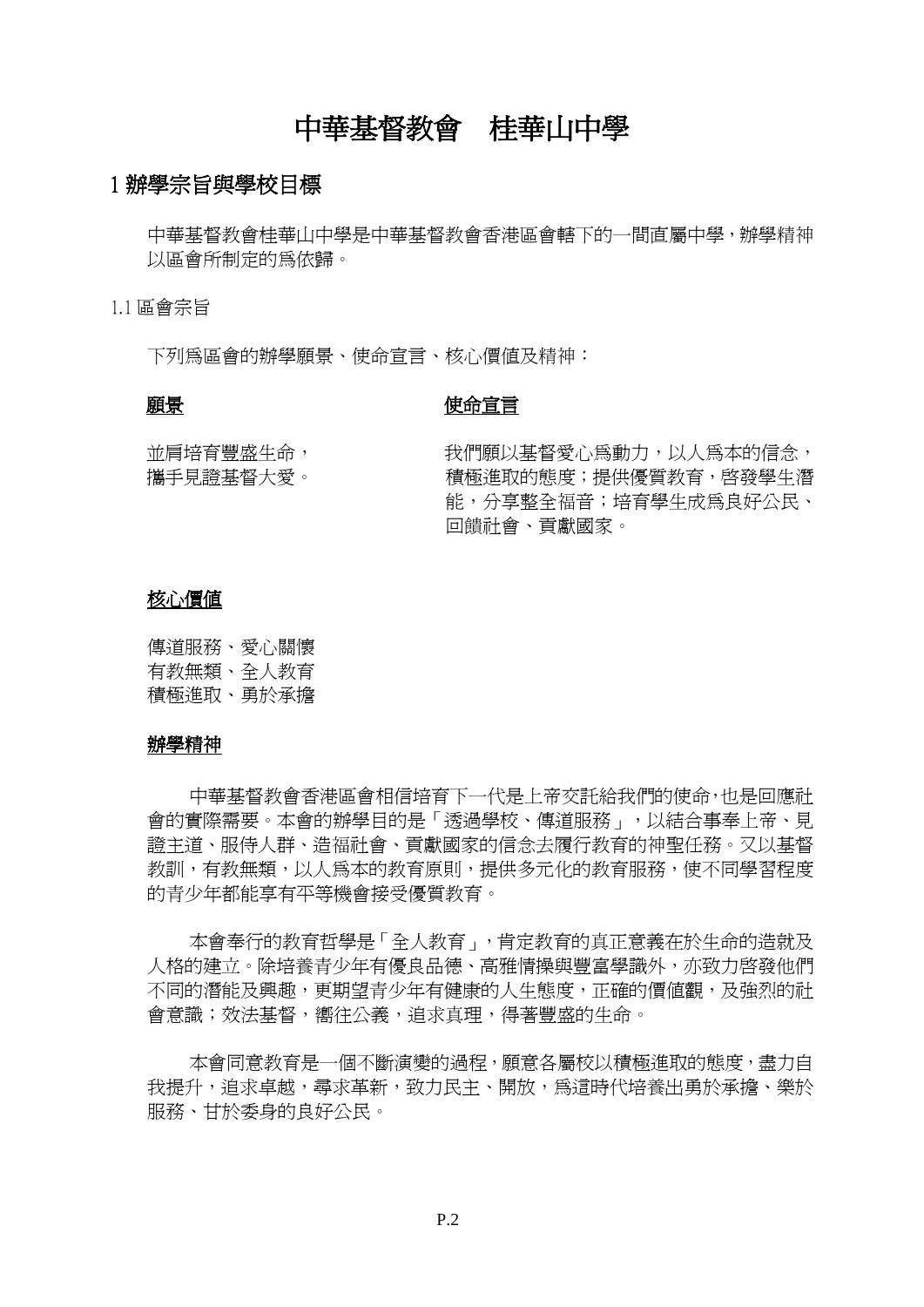# 中華基督教會　桂華山中學

## 1 辦學宗旨與學校目標

中華基督教會桂華山中學是中華基督教會香港區會轄下的一間直屬中學，辦學精神以區會所制定的爲依歸。

1.1 區會宗旨

下列爲區會的辦學願景、使命宣言、核心價值及精神：

**願景**

並肩培育豐盛生命，
攜手見證基督大愛。

**使命宣言**

我們願以基督愛心爲動力，以人爲本的信念，積極進取的態度；提供優質教育，啓發學生潛能，分享整全福音；培育學生成爲良好公民、回饋社會、貢獻國家。

**核心價值**

傳道服務、愛心關懷
有教無類、全人教育
積極進取、勇於承擔

**辦學精神**

中華基督教會香港區會相信培育下一代是上帝交託給我們的使命，也是回應社會的實際需要。本會的辦學目的是「透過學校、傳道服務」，以結合事奉上帝、見證主道、服侍人群、造福社會、貢獻國家的信念去履行教育的神聖任務。又以基督教訓，有教無類，以人爲本的教育原則，提供多元化的教育服務，使不同學習程度的青少年都能享有平等機會接受優質教育。

本會奉行的教育哲學是「全人教育」，肯定教育的真正意義在於生命的造就及人格的建立。除培養青少年有優良品德、高雅情操與豐富學識外，亦致力啓發他們不同的潛能及興趣，更期望青少年有健康的人生態度，正確的價值觀，及強烈的社會意識；效法基督，嚮往公義，追求真理，得著豐盛的生命。

本會同意教育是一個不斷演變的過程，願意各屬校以積極進取的態度，盡力自我提升，追求卓越，尋求革新，致力民主、開放，爲這時代培養出勇於承擔、樂於服務、甘於委身的良好公民。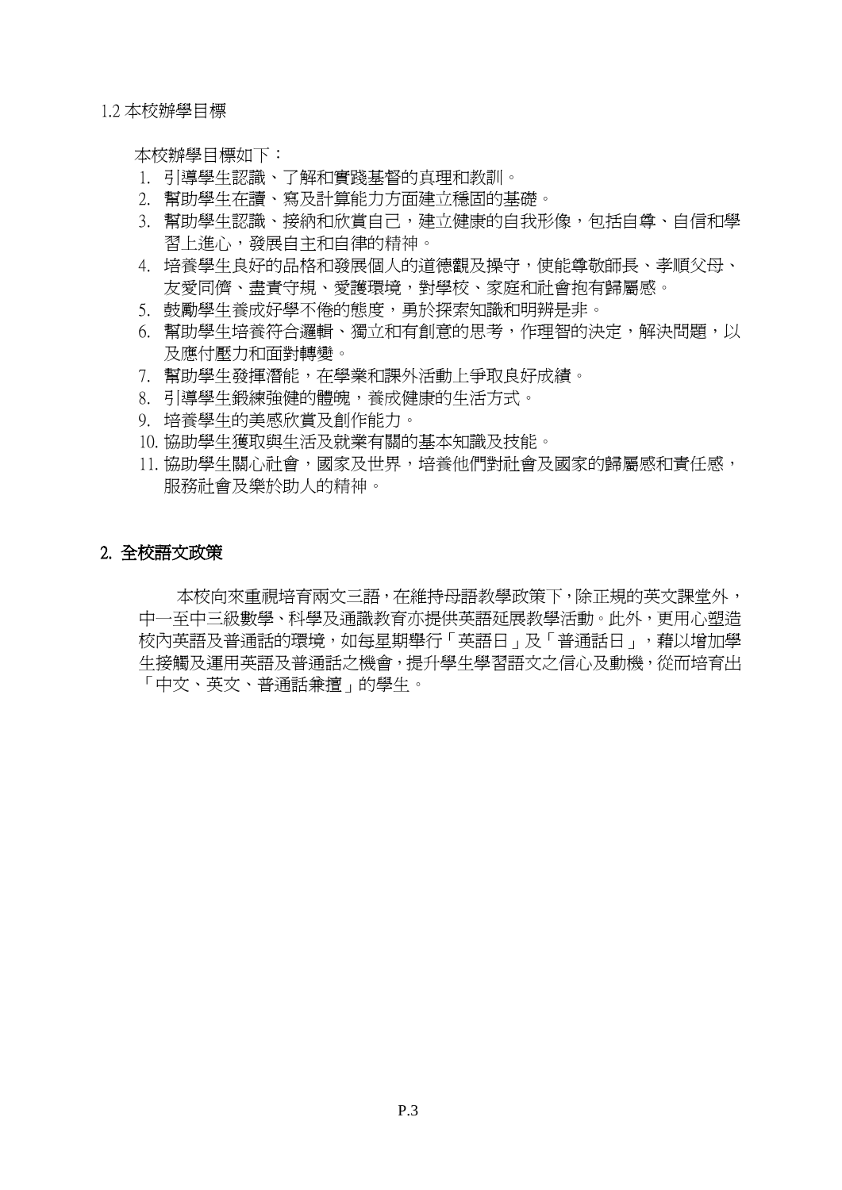1.2 本校辦學目標

本校辦學目標如下：

1. 引導學生認識、了解和實踐基督的真理和教訓。
2. 幫助學生在讀、寫及計算能力方面建立穩固的基礎。
3. 幫助學生認識、接納和欣賞自己，建立健康的自我形像，包括自尊、自信和學習上進心，發展自主和自律的精神。
4. 培養學生良好的品格和發展個人的道德觀及操守，使能尊敬師長、孝順父母、友愛同儕、盡責守規、愛護環境，對學校、家庭和社會抱有歸屬感。
5. 鼓勵學生養成好學不倦的態度，勇於探索知識和明辨是非。
6. 幫助學生培養符合邏輯、獨立和有創意的思考，作理智的決定，解決問題，以及應付壓力和面對轉變。
7. 幫助學生發揮潛能，在學業和課外活動上爭取良好成績。
8. 引導學生鍛練強健的體魄，養成健康的生活方式。
9. 培養學生的美感欣賞及創作能力。
10. 協助學生獲取與生活及就業有關的基本知識及技能。
11. 協助學生關心社會，國家及世界，培養他們對社會及國家的歸屬感和責任感，服務社會及樂於助人的精神。

## 2. 全校語文政策

本校向來重視培育兩文三語，在維持母語教學政策下，除正規的英文課堂外，中一至中三級數學、科學及通識教育亦提供英語延展教學活動。此外，更用心塑造校內英語及普通話的環境，如每星期舉行「英語日」及「普通話日」，藉以增加學生接觸及運用英語及普通話之機會，提升學生學習語文之信心及動機，從而培育出「中文、英文、普通話兼擅」的學生。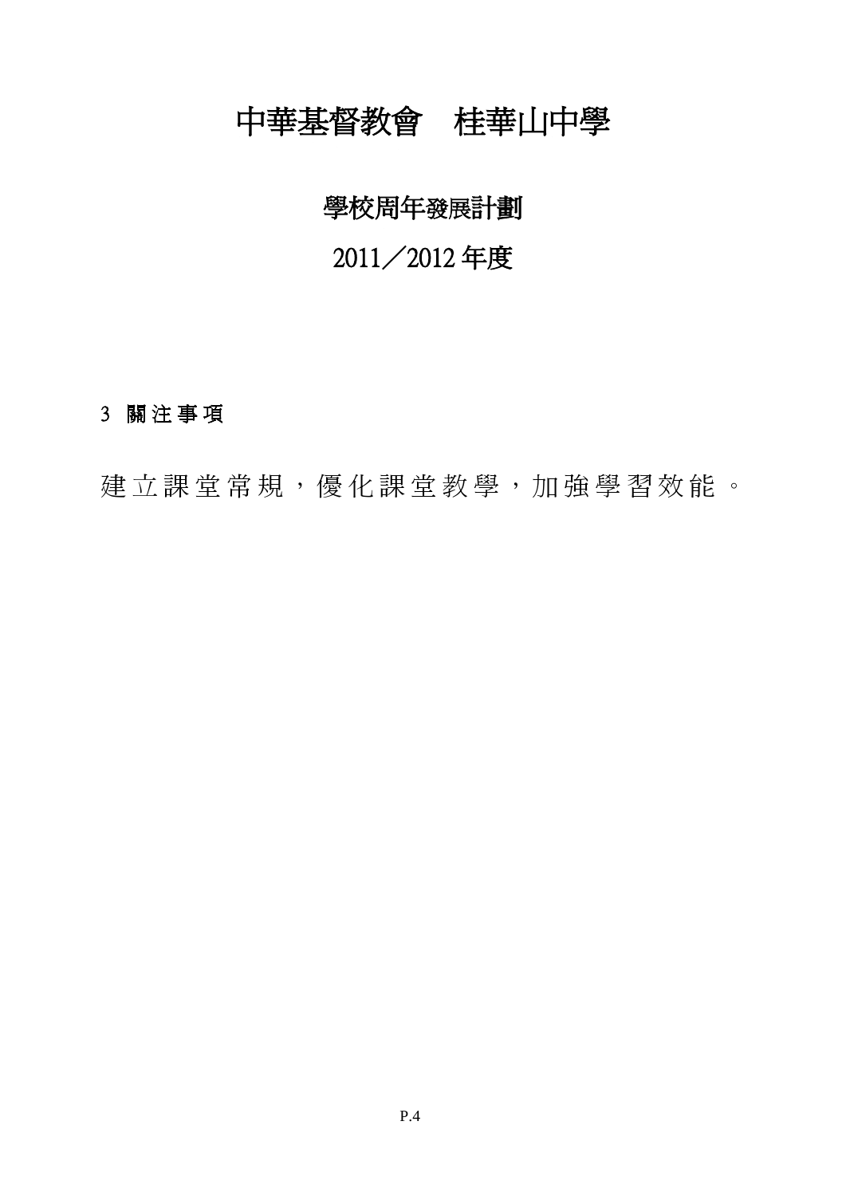# 中華基督教會　桂華山中學

## 學校周年發展計劃

## 2011／2012 年度

### 3 關注事項

建立課堂常規，優化課堂教學，加強學習效能。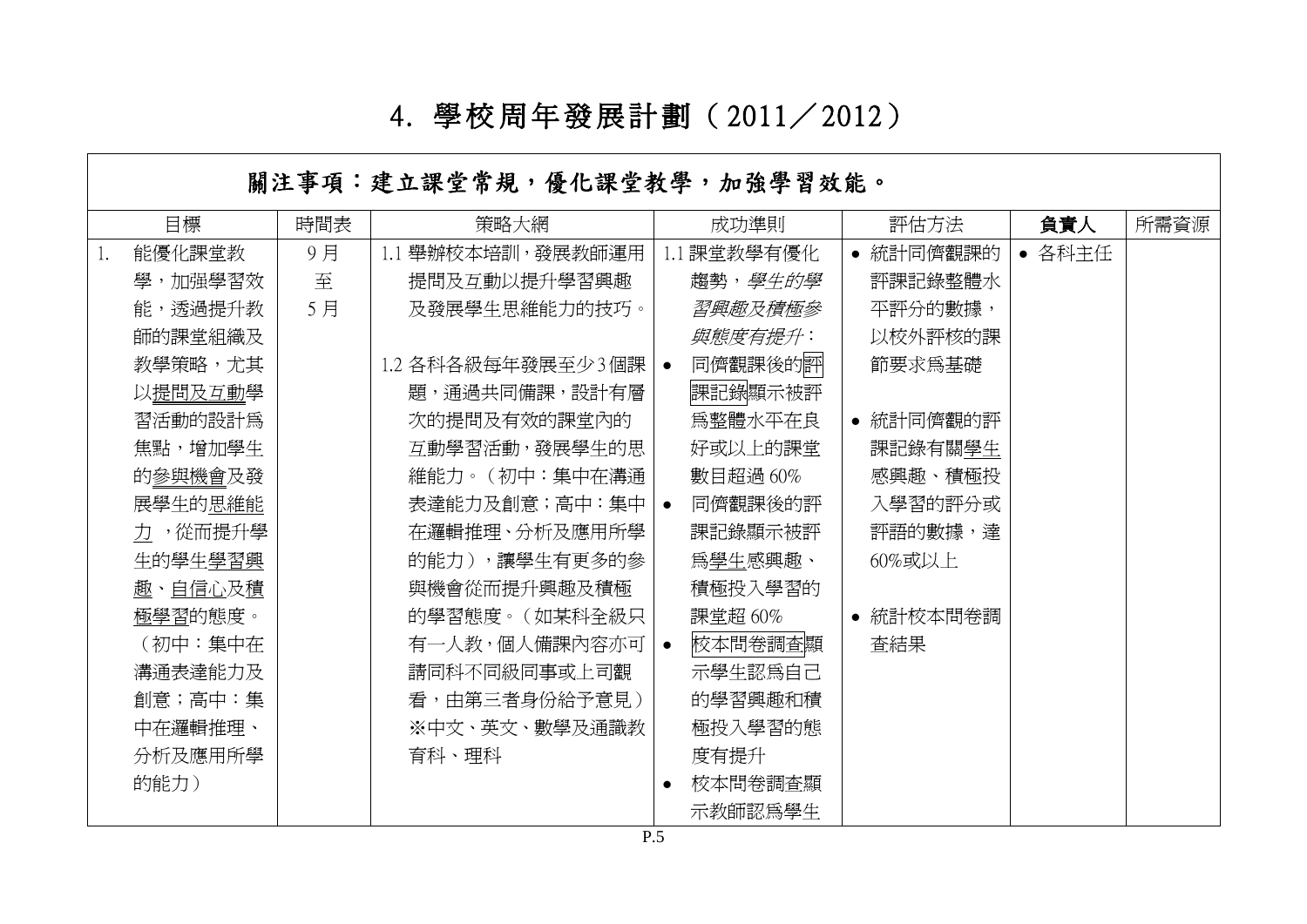# 4. 學校周年發展計劃（2011／2012）

| 關注事項：建立課堂常規，優化課堂教學，加強學習效能。 | | | | | | |
|---|---|---|---|---|---|---|
| 目標 | 時間表 | 策略大綱 | 成功準則 | 評估方法 | **負責人** | 所需資源 |
| 1. 能優化課堂教學，加強學習效能，透過提升教師的課堂組織及教學策略，尤其以提問及互動學習活動的設計爲焦點，增加學生的參與機會及發展學生的思維能力，從而提升學生的學生學習興趣、自信心及積極學習的態度。（初中：集中在溝通表達能力及創意；高中：集中在邏輯推理、分析及應用所學的能力） | 9月至5月 | 1.1 舉辦校本培訓，發展教師運用提問及互動以提升學習興趣及發展學生思維能力的技巧。<br><br>1.2 各科各級每年發展至少3個課題，通過共同備課，設計有層次的提問及有效的課堂內的互動學習活動，發展學生的思維能力。（初中：集中在溝通表達能力及創意；高中：集中在邏輯推理、分析及應用所學的能力），讓學生有更多的參與機會從而提升興趣及積極的學習態度。（如某科全級只有一人教，個人備課內容亦可請同科不同級同事或上司觀看，由第三者身份給予意見）※中文、英文、數學及通識教育科、理科 | 1.1 課堂教學有優化趨勢，*學生的學習興趣及積極參與態度有提升*：<br>• 同儕觀課後的評課記錄顯示被評爲整體水平在良好或以上的課堂數目超過60%<br>• 同儕觀課後的評課記錄顯示被評爲學生感興趣、積極投入學習的課堂超60%<br>• 校本問卷調查顯示學生認爲自己的學習興趣和積極投入學習的態度有提升<br>• 校本問卷調查顯示教師認爲學生 | • 統計同儕觀課的評課記錄整體水平評分的數據，以校外評核的課節要求爲基礎<br><br>• 統計同儕觀的評課記錄有關學生感興趣、積極投入學習的評分或評語的數據，達60%或以上<br><br>• 統計校本問卷調查結果 | • 各科主任 | |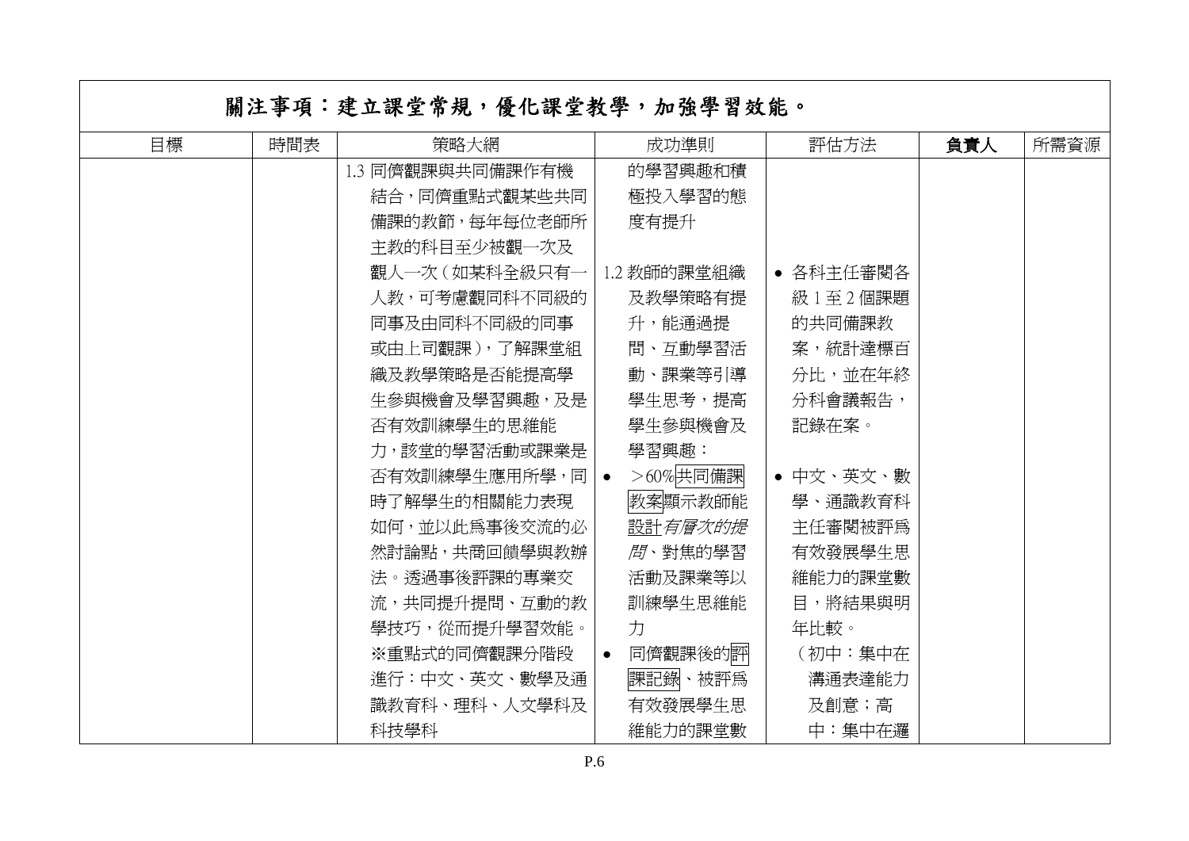## 關注事項：建立課堂常規，優化課堂教學，加強學習效能。

| 目標 | 時間表 | 策略大綱 | 成功準則 | 評估方法 | 負責人 | 所需資源 |
|---|---|---|---|---|---|---|
| | | 1.3 同儕觀課與共同備課作有機結合，同儕重點式觀某些共同備課的教節，每年每位老師所主教的科目至少被觀一次及觀人一次（如某科全級只有一人教，可考慮觀同科不同級的同事及由同科不同級的同事或由上司觀課），了解課堂組織及教學策略是否能提高學生參與機會及學習興趣，及是否有效訓練學生的思維能力，該堂的學習活動或課業是否有效訓練學生應用所學，同時了解學生的相關能力表現如何，並以此爲事後交流的必然討論點，共商回饋學與教辦法。透過事後評課的專業交流，共同提升提問、互動的教學技巧，從而提升學習效能。<br>※重點式的同儕觀課分階段進行：中文、英文、數學及通識教育科、理科、人文學科及科技學科 | 的學習興趣和積極投入學習的態度有提升<br><br>1.2 教師的課堂組織及教學策略有提升，能通過提問、互動學習活動、課業等引導學生思考，提高學生參與機會及學習興趣：<br>• ＞60%共同備課教案顯示教師能設計*有層次的提問*、對焦的學習活動及課業等以訓練學生思維能力<br>• 同儕觀課後的評課記錄、被評爲有效發展學生思維能力的課堂數 | • 各科主任審閱各級 1 至 2 個課題的共同備課教案，統計達標百分比，並在年終分科會議報告，記錄在案。<br>• 中文、英文、數學、通識教育科主任審閱被評爲有效發展學生思維能力的課堂數目，將結果與明年比較。<br>（初中：集中在溝通表達能力及創意；高中：集中在邏 | | |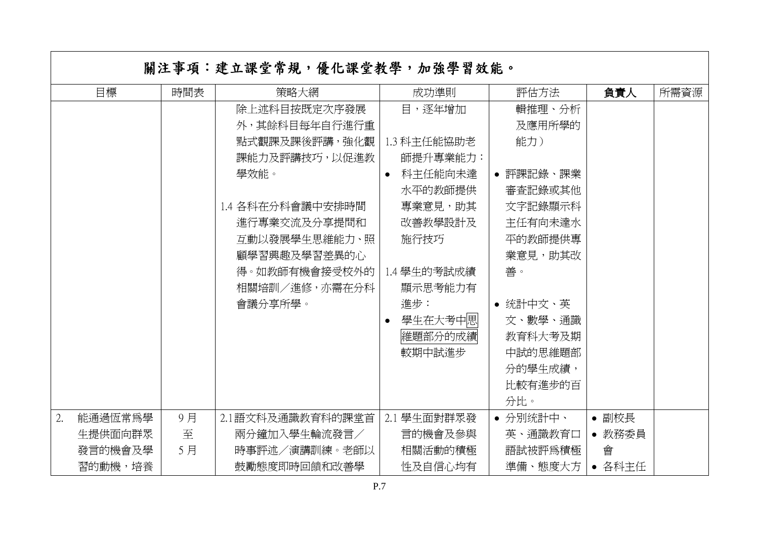## 關注事項：建立課堂常規，優化課堂教學，加強學習效能。

| 目標 | 時間表 | 策略大綱 | 成功準則 | 評估方法 | 負責人 | 所需資源 |
|---|---|---|---|---|---|---|
| | | 除上述科目按既定次序發展外，其餘科目每年自行進行重點式觀課及課後評講，強化觀課能力及評講技巧，以促進教學效能。<br><br>1.4 各科在分科會議中安排時間進行專業交流及分享提問和互動以發展學生思維能力、照顧學習興趣及學習差異的心得。如教師有機會接受校外的相關培訓／進修，亦需在分科會議分享所學。 | 目，逐年增加<br><br>1.3 科主任能協助老師提升專業能力：<br>• 科主任能向未達水平的教師提供專業意見，助其改善教學設計及施行技巧<br><br>1.4 學生的考試成績顯示思考能力有進步：<br>• 學生在大考中思維題部分的成績較期中試進步 | 輯推理、分析及應用所學的能力）<br><br>• 評課記錄、課業審查記錄或其他文字記錄顯示科主任有向未達水平的教師提供專業意見，助其改善。<br><br>• 统計中文、英文、數學、通識教育科大考及期中試的思維題部分的學生成績，比較有進步的百分比。 | | |
| 2. 能通過恆常爲學生提供面向群眾發言的機會及學習的動機，培養 | 9月至5月 | 2.1 語文科及通識教育科的課堂首兩分鐘加入學生輪流發言／時事評述／演講訓練。老師以鼓勵態度即時回饋和改善學 | 2.1 學生面對群眾發言的機會及參與相關活動的積極性及自信心均有 | • 分別统計中、英、通識教育口語試被評爲積極準備、態度大方 | • 副校長<br>• 教務委員會<br>• 各科主任 | |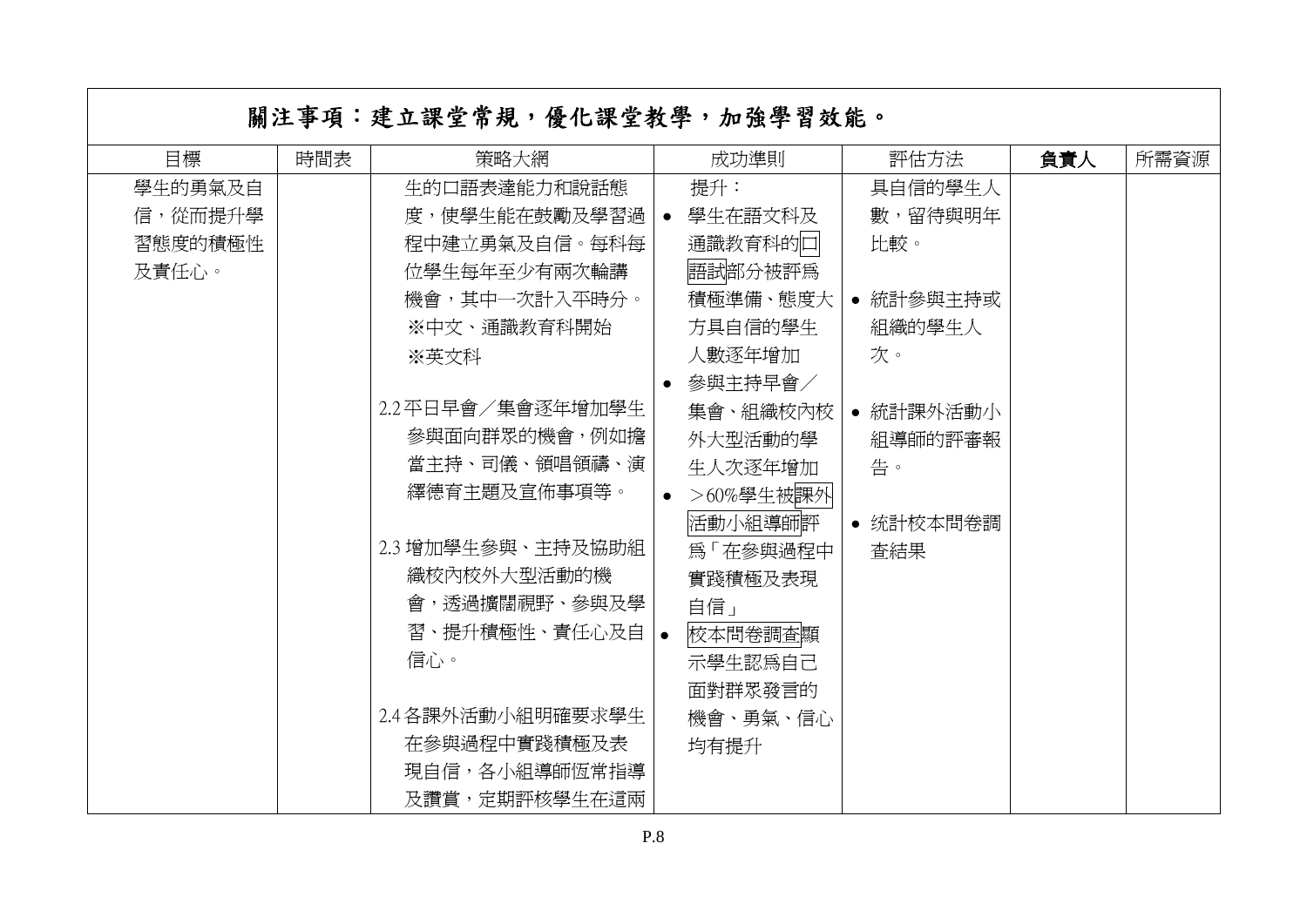# 關注事項：建立課堂常規，優化課堂教學，加強學習效能。

| 目標 | 時間表 | 策略大綱 | 成功準則 | 評估方法 | 負責人 | 所需資源 |
|---|---|---|---|---|---|---|
| 學生的勇氣及自信，從而提升學習態度的積極性及責任心。 | | 生的口語表達能力和說話態度，使學生能在鼓勵及學習過程中建立勇氣及自信。每科每位學生每年至少有兩次輪講機會，其中一次計入平時分。<br>※中文、通識教育科開始<br>※英文科<br><br>2.2 平日早會／集會逐年增加學生參與面向群眾的機會，例如擔當主持、司儀、領唱領禱、演繹德育主題及宣佈事項等。<br><br>2.3 增加學生參與、主持及協助組織校內校外大型活動的機會，透過擴闊視野、參與及學習、提升積極性、責任心及自信心。<br><br>2.4 各課外活動小組明確要求學生在參與過程中實踐積極及表現自信，各小組導師恆常指導及讚賞，定期評核學生在這兩 | 提升：<br>• 學生在語文科及通識教育科的口語試部分被評為積極準備、態度大方具自信的學生人數逐年增加<br>• 參與主持早會／集會、組織校內校外大型活動的學生人次逐年增加<br>• >60%學生被課外活動小組導師評為「在參與過程中實踐積極及表現自信」<br>• 校本問卷調查顯示學生認為自己面對群眾發言的機會、勇氣、信心均有提升 | 具自信的學生人數，留待與明年比較。<br><br>• 統計參與主持或組織的學生人次。<br><br>• 統計課外活動小組導師的評審報告。<br><br>• 統計校本問卷調查結果 | | |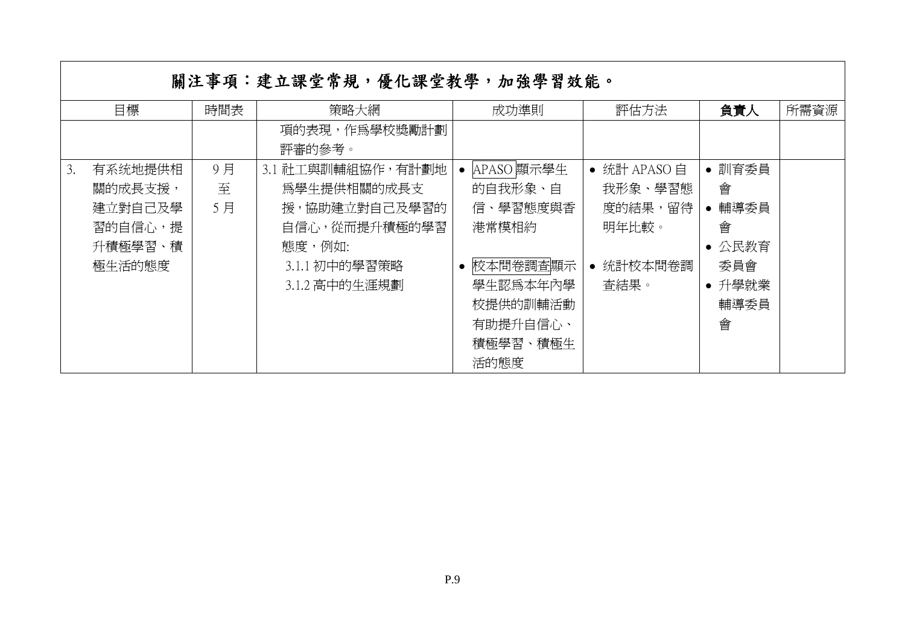## 關注事項：建立課堂常規，優化課堂教學，加強學習效能。

| 目標 | 時間表 | 策略大綱 | 成功準則 | 評估方法 | 負責人 | 所需資源 |
|---|---|---|---|---|---|---|
| | | 項的表現，作爲學校獎勵計劃評審的參考。 | | | | |
| 3. 有系统地提供相關的成長支援，建立對自己及學習的自信心，提升積極學習、積極生活的態度 | 9月至5月 | 3.1 社工與訓輔組協作，有計劃地爲學生提供相關的成長支援，協助建立對自己及學習的自信心，從而提升積極的學習態度，例如:<br>3.1.1 初中的學習策略<br>3.1.2 高中的生涯規劃 | • APASO顯示學生的自我形象、自信、學習態度與香港常模相約<br>• 校本問卷調查顯示學生認爲本年內學校提供的訓輔活動有助提升自信心、積極學習、積極生活的態度 | • 统計 APASO 自我形象、學習態度的結果，留待明年比較。<br>• 统計校本問卷調查結果。 | • 訓育委員會<br>• 輔導委員會<br>• 公民教育委員會<br>• 升學就業輔導委員會 | |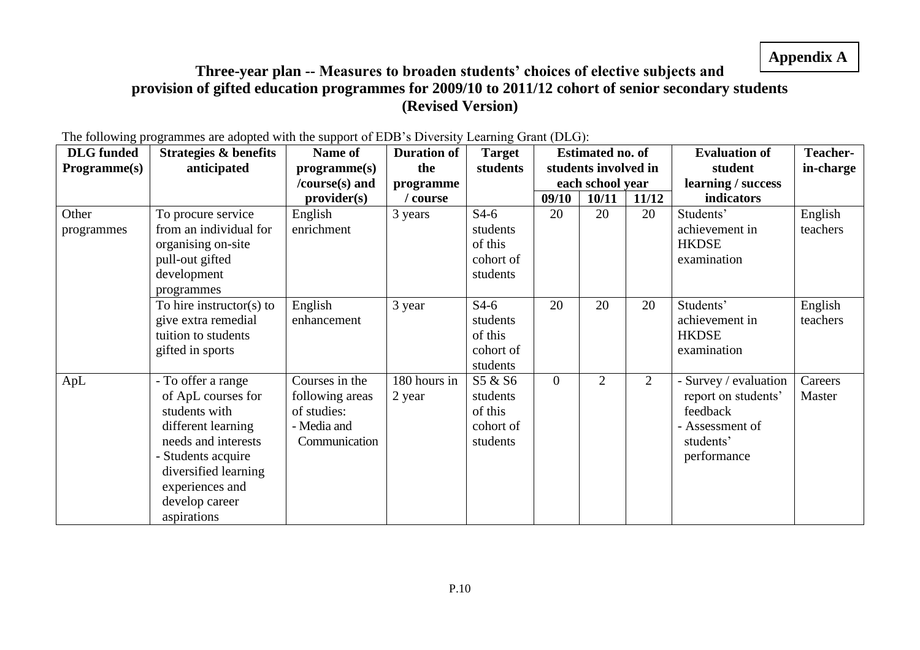**Appendix A**

# Three-year plan -- Measures to broaden students' choices of elective subjects and provision of gifted education programmes for 2009/10 to 2011/12 cohort of senior secondary students (Revised Version)

The following programmes are adopted with the support of EDB's Diversity Learning Grant (DLG):

| DLG funded Programme(s) | Strategies & benefits anticipated | Name of programme(s) /course(s) and provider(s) | Duration of the programme / course | Target students | Estimated no. of students involved in each school year | | | Evaluation of student learning / success indicators | Teacher-in-charge |
|---|---|---|---|---|---|---|---|---|---|
| | | | | | 09/10 | 10/11 | 11/12 | | |
| Other programmes | To procure service from an individual for organising on-site pull-out gifted development programmes | English enrichment | 3 years | S4-6 students of this cohort of students | 20 | 20 | 20 | Students' achievement in HKDSE examination | English teachers |
| | To hire instructor(s) to give extra remedial tuition to students gifted in sports | English enhancement | 3 year | S4-6 students of this cohort of students | 20 | 20 | 20 | Students' achievement in HKDSE examination | English teachers |
| ApL | - To offer a range of ApL courses for students with different learning needs and interests<br>- Students acquire diversified learning experiences and develop career aspirations | Courses in the following areas of studies:<br>- Media and Communication | 180 hours in 2 year | S5 & S6 students of this cohort of students | 0 | 2 | 2 | - Survey / evaluation report on students' feedback<br>- Assessment of students' performance | Careers Master |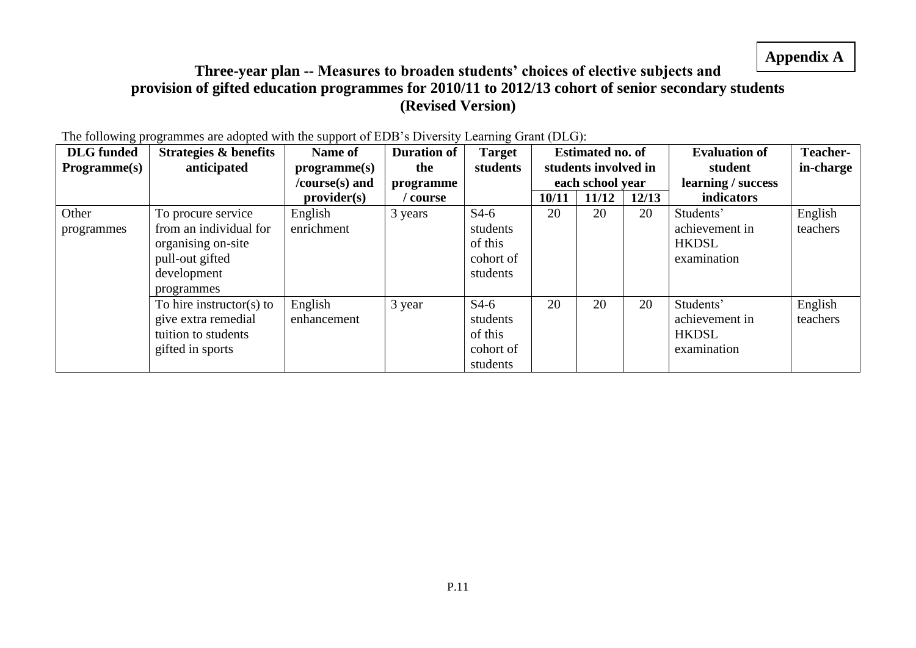**Appendix A**

# Three-year plan -- Measures to broaden students' choices of elective subjects and provision of gifted education programmes for 2010/11 to 2012/13 cohort of senior secondary students (Revised Version)

The following programmes are adopted with the support of EDB's Diversity Learning Grant (DLG):

| DLG funded Programme(s) | Strategies & benefits anticipated | Name of programme(s) /course(s) and provider(s) | Duration of the programme / course | Target students | Estimated no. of students involved in each school year | | | Evaluation of student learning / success indicators | Teacher-in-charge |
|---|---|---|---|---|---|---|---|---|---|
| | | | | | 10/11 | 11/12 | 12/13 | | |
| Other programmes | To procure service from an individual for organising on-site pull-out gifted development programmes | English enrichment | 3 years | S4-6 students of this cohort of students | 20 | 20 | 20 | Students' achievement in HKDSL examination | English teachers |
| | To hire instructor(s) to give extra remedial tuition to students gifted in sports | English enhancement | 3 year | S4-6 students of this cohort of students | 20 | 20 | 20 | Students' achievement in HKDSL examination | English teachers |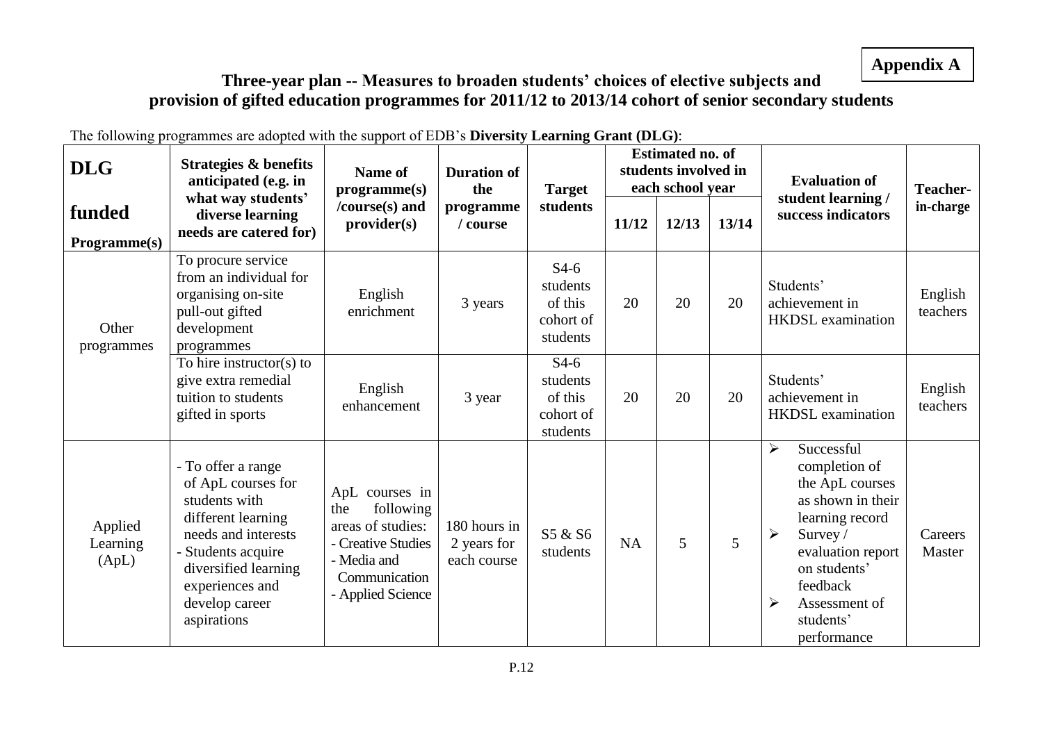**Appendix A**

## Three-year plan -- Measures to broaden students' choices of elective subjects and provision of gifted education programmes for 2011/12 to 2013/14 cohort of senior secondary students

The following programmes are adopted with the support of EDB's **Diversity Learning Grant (DLG)**:

| **DLG funded Programme(s)** | **Strategies & benefits anticipated (e.g. in what way students' diverse learning needs are catered for)** | **Name of programme(s) /course(s) and provider(s)** | **Duration of the programme / course** | **Target students** | **Estimated no. of students involved in each school year** | | | **Evaluation of student learning / success indicators** | **Teacher-in-charge** |
|---|---|---|---|---|---|---|---|---|---|
| | | | | | **11/12** | **12/13** | **13/14** | | |
| Other programmes | To procure service from an individual for organising on-site pull-out gifted development programmes | English enrichment | 3 years | S4-6 students of this cohort of students | 20 | 20 | 20 | Students' achievement in HKDSL examination | English teachers |
| | To hire instructor(s) to give extra remedial tuition to students gifted in sports | English enhancement | 3 year | S4-6 students of this cohort of students | 20 | 20 | 20 | Students' achievement in HKDSL examination | English teachers |
| Applied Learning (ApL) | - To offer a range of ApL courses for students with different learning needs and interests<br>- Students acquire diversified learning experiences and develop career aspirations | ApL courses in the following areas of studies:<br>- Creative Studies<br>- Media and Communication<br>- Applied Science | 180 hours in 2 years for each course | S5 & S6 students | NA | 5 | 5 | ➢ Successful completion of the ApL courses as shown in their learning record<br>➢ Survey / evaluation report on students' feedback<br>➢ Assessment of students' performance | Careers Master |